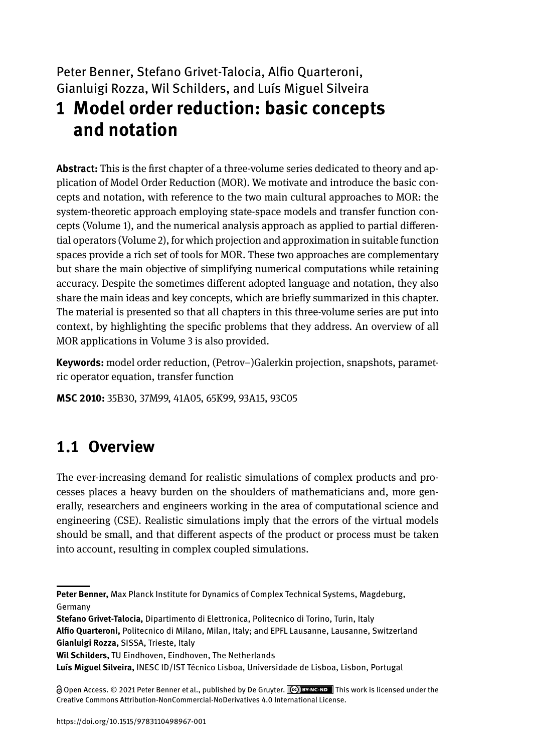Peter Benner, Stefano Grivet-Talocia, Alfio Quarteroni, Gianluigi Rozza, Wil Schilders, and Luís Miguel Silveira

# 1 Model order reduction: basic concepts and notation

**Abstract:** This is the first chapter of a three-volume series dedicated to theory and application of Model Order Reduction (MOR). We motivate and introduce the basic concepts and notation, with reference to the two main cultural approaches to MOR: the system-theoretic approach employing state-space models and transfer function concepts (Volume 1), and the numerical analysis approach as applied to partial differential operators (Volume 2), for which projection and approximation in suitable function spaces provide a rich set of tools for MOR. These two approaches are complementary but share the main objective of simplifying numerical computations while retaining accuracy. Despite the sometimes different adopted language and notation, they also share the main ideas and key concepts, which are briefly summarized in this chapter. The material is presented so that all chapters in this three-volume series are put into context, by highlighting the specific problems that they address. An overview of all MOR applications in Volume 3 is also provided.

**Keywords:** model order reduction, (Petrov–)Galerkin projection, snapshots, parametric operator equation, transfer function

**MSC 2010:** 35B30, 37M99, 41A05, 65K99, 93A15, 93C05

## 1.1 Overview

The ever-increasing demand for realistic simulations of complex products and processes places a heavy burden on the shoulders of mathematicians and, more generally, researchers and engineers working in the area of computational science and engineering (CSE). Realistic simulations imply that the errors of the virtual models should be small, and that different aspects of the product or process must be taken into account, resulting in complex coupled simulations.

---

**Peter Benner,** Max Planck Institute for Dynamics of Complex Technical Systems, Magdeburg, Germany

**Stefano Grivet-Talocia,** Dipartimento di Elettronica, Politecnico di Torino, Turin, Italy

**Alfio Quarteroni,** Politecnico di Milano, Milan, Italy; and EPFL Lausanne, Lausanne, Switzerland

**Gianluigi Rozza,** SISSA, Trieste, Italy

**Wil Schilders,** TU Eindhoven, Eindhoven, The Netherlands

**Luís Miguel Silveira,** INESC ID/IST Técnico Lisboa, Universidade de Lisboa, Lisbon, Portugal

Open Access. © 2021 Peter Benner et al., published by De Gruyter. This work is licensed under the Creative Commons Attribution-NonCommercial-NoDerivatives 4.0 International License.

https://doi.org/10.1515/9783110498967-001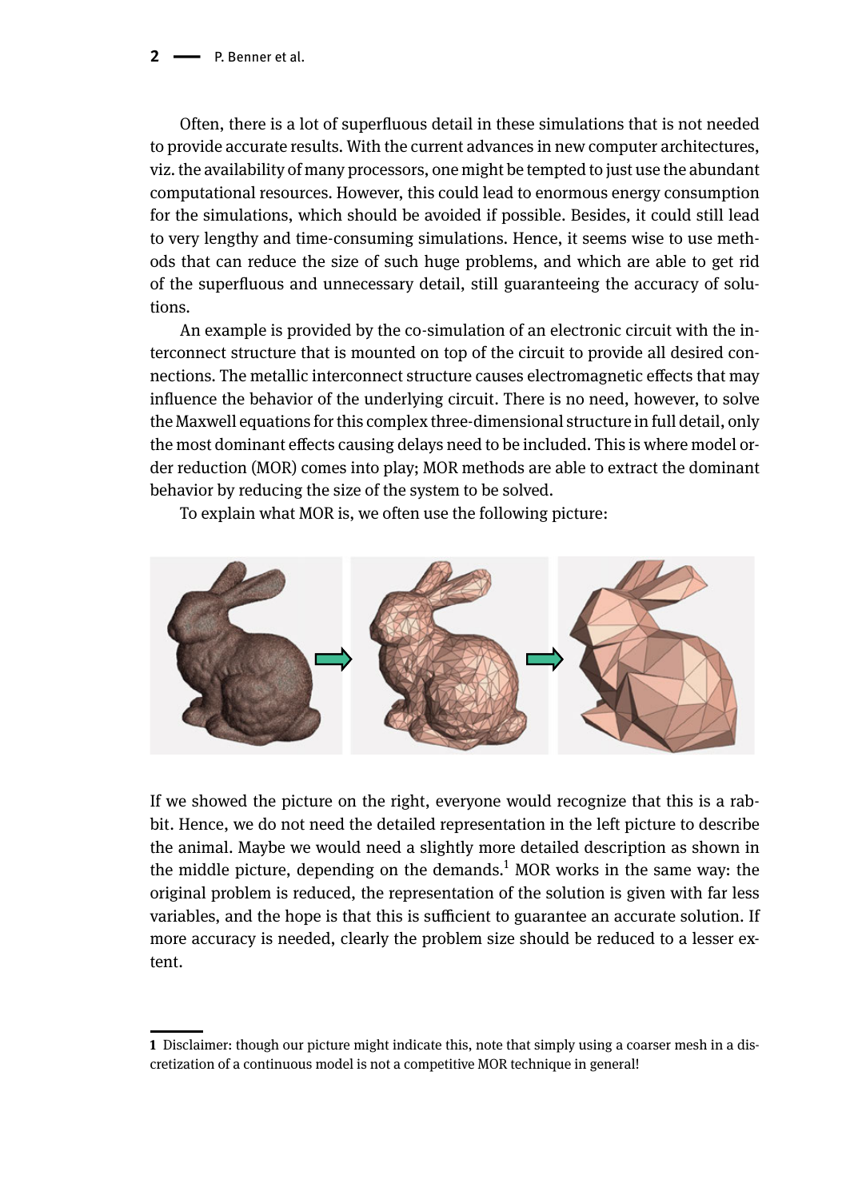Often, there is a lot of superfluous detail in these simulations that is not needed to provide accurate results. With the current advances in new computer architectures, viz. the availability of many processors, one might be tempted to just use the abundant computational resources. However, this could lead to enormous energy consumption for the simulations, which should be avoided if possible. Besides, it could still lead to very lengthy and time-consuming simulations. Hence, it seems wise to use methods that can reduce the size of such huge problems, and which are able to get rid of the superfluous and unnecessary detail, still guaranteeing the accuracy of solutions.

An example is provided by the co-simulation of an electronic circuit with the interconnect structure that is mounted on top of the circuit to provide all desired connections. The metallic interconnect structure causes electromagnetic effects that may influence the behavior of the underlying circuit. There is no need, however, to solve the Maxwell equations for this complex three-dimensional structure in full detail, only the most dominant effects causing delays need to be included. This is where model order reduction (MOR) comes into play; MOR methods are able to extract the dominant behavior by reducing the size of the system to be solved.

To explain what MOR is, we often use the following picture:

If we showed the picture on the right, everyone would recognize that this is a rabbit. Hence, we do not need the detailed representation in the left picture to describe the animal. Maybe we would need a slightly more detailed description as shown in the middle picture, depending on the demands.[1] MOR works in the same way: the original problem is reduced, the representation of the solution is given with far less variables, and the hope is that this is sufficient to guarantee an accurate solution. If more accuracy is needed, clearly the problem size should be reduced to a lesser extent.

---

**1** Disclaimer: though our picture might indicate this, note that simply using a coarser mesh in a discretization of a continuous model is not a competitive MOR technique in general!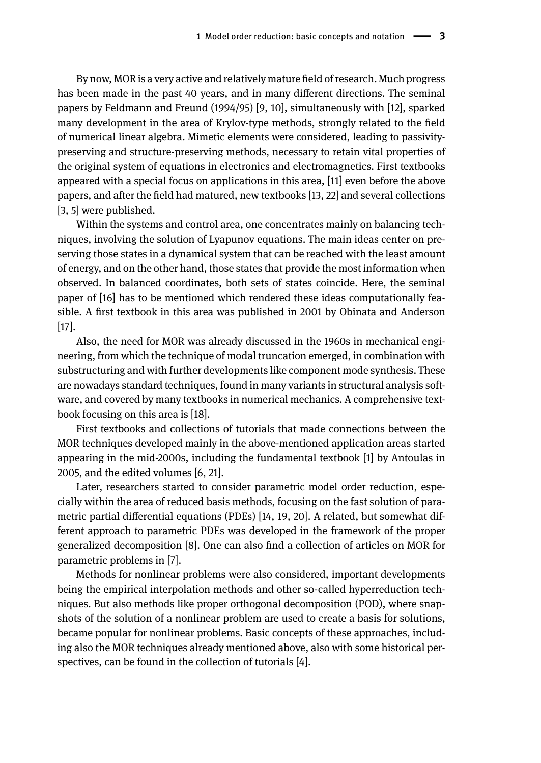By now, MOR is a very active and relatively mature field of research. Much progress has been made in the past 40 years, and in many different directions. The seminal papers by Feldmann and Freund (1994/95) [9, 10], simultaneously with [12], sparked many development in the area of Krylov-type methods, strongly related to the field of numerical linear algebra. Mimetic elements were considered, leading to passivity-preserving and structure-preserving methods, necessary to retain vital properties of the original system of equations in electronics and electromagnetics. First textbooks appeared with a special focus on applications in this area, [11] even before the above papers, and after the field had matured, new textbooks [13, 22] and several collections [3, 5] were published.

Within the systems and control area, one concentrates mainly on balancing techniques, involving the solution of Lyapunov equations. The main ideas center on preserving those states in a dynamical system that can be reached with the least amount of energy, and on the other hand, those states that provide the most information when observed. In balanced coordinates, both sets of states coincide. Here, the seminal paper of [16] has to be mentioned which rendered these ideas computationally feasible. A first textbook in this area was published in 2001 by Obinata and Anderson [17].

Also, the need for MOR was already discussed in the 1960s in mechanical engineering, from which the technique of modal truncation emerged, in combination with substructuring and with further developments like component mode synthesis. These are nowadays standard techniques, found in many variants in structural analysis software, and covered by many textbooks in numerical mechanics. A comprehensive textbook focusing on this area is [18].

First textbooks and collections of tutorials that made connections between the MOR techniques developed mainly in the above-mentioned application areas started appearing in the mid-2000s, including the fundamental textbook [1] by Antoulas in 2005, and the edited volumes [6, 21].

Later, researchers started to consider parametric model order reduction, especially within the area of reduced basis methods, focusing on the fast solution of parametric partial differential equations (PDEs) [14, 19, 20]. A related, but somewhat different approach to parametric PDEs was developed in the framework of the proper generalized decomposition [8]. One can also find a collection of articles on MOR for parametric problems in [7].

Methods for nonlinear problems were also considered, important developments being the empirical interpolation methods and other so-called hyperreduction techniques. But also methods like proper orthogonal decomposition (POD), where snapshots of the solution of a nonlinear problem are used to create a basis for solutions, became popular for nonlinear problems. Basic concepts of these approaches, including also the MOR techniques already mentioned above, also with some historical perspectives, can be found in the collection of tutorials [4].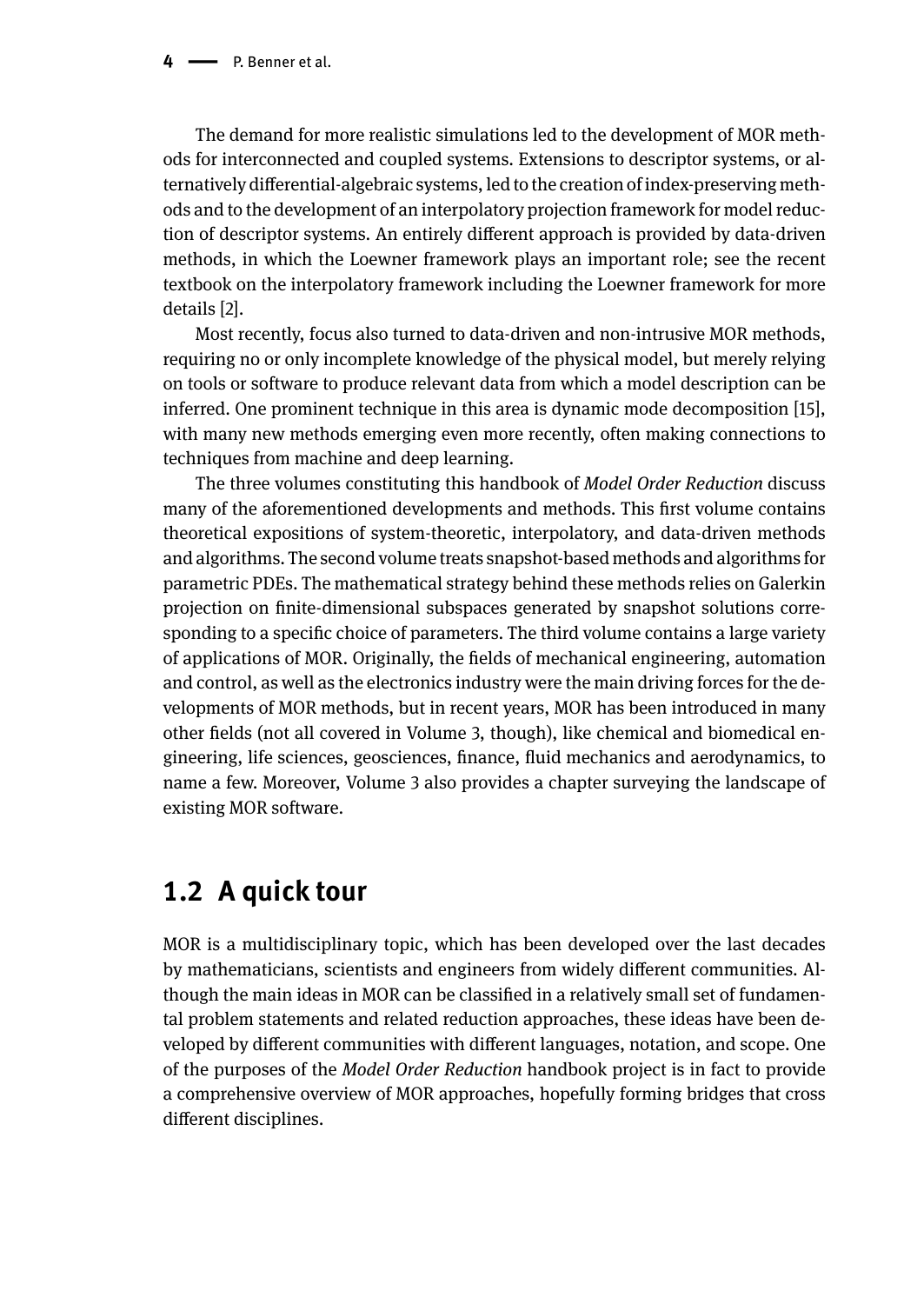The demand for more realistic simulations led to the development of MOR methods for interconnected and coupled systems. Extensions to descriptor systems, or alternatively differential-algebraic systems, led to the creation of index-preserving methods and to the development of an interpolatory projection framework for model reduction of descriptor systems. An entirely different approach is provided by data-driven methods, in which the Loewner framework plays an important role; see the recent textbook on the interpolatory framework including the Loewner framework for more details [2].

Most recently, focus also turned to data-driven and non-intrusive MOR methods, requiring no or only incomplete knowledge of the physical model, but merely relying on tools or software to produce relevant data from which a model description can be inferred. One prominent technique in this area is dynamic mode decomposition [15], with many new methods emerging even more recently, often making connections to techniques from machine and deep learning.

The three volumes constituting this handbook of *Model Order Reduction* discuss many of the aforementioned developments and methods. This first volume contains theoretical expositions of system-theoretic, interpolatory, and data-driven methods and algorithms. The second volume treats snapshot-based methods and algorithms for parametric PDEs. The mathematical strategy behind these methods relies on Galerkin projection on finite-dimensional subspaces generated by snapshot solutions corresponding to a specific choice of parameters. The third volume contains a large variety of applications of MOR. Originally, the fields of mechanical engineering, automation and control, as well as the electronics industry were the main driving forces for the developments of MOR methods, but in recent years, MOR has been introduced in many other fields (not all covered in Volume 3, though), like chemical and biomedical engineering, life sciences, geosciences, finance, fluid mechanics and aerodynamics, to name a few. Moreover, Volume 3 also provides a chapter surveying the landscape of existing MOR software.

## 1.2 A quick tour

MOR is a multidisciplinary topic, which has been developed over the last decades by mathematicians, scientists and engineers from widely different communities. Although the main ideas in MOR can be classified in a relatively small set of fundamental problem statements and related reduction approaches, these ideas have been developed by different communities with different languages, notation, and scope. One of the purposes of the *Model Order Reduction* handbook project is in fact to provide a comprehensive overview of MOR approaches, hopefully forming bridges that cross different disciplines.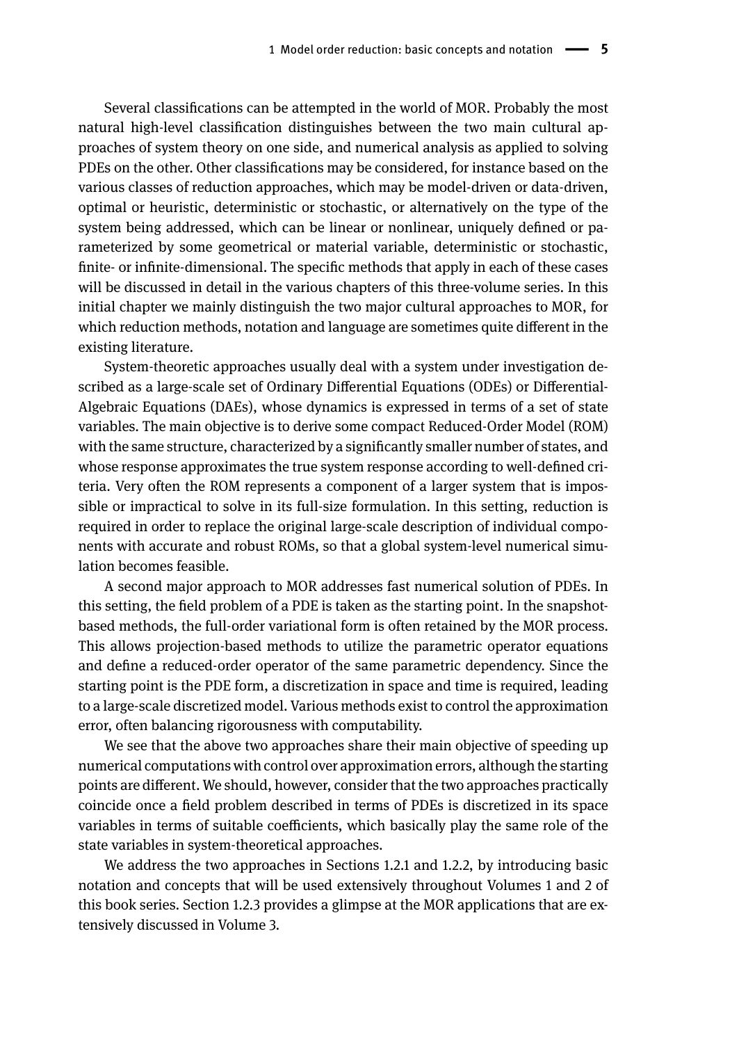Several classifications can be attempted in the world of MOR. Probably the most natural high-level classification distinguishes between the two main cultural approaches of system theory on one side, and numerical analysis as applied to solving PDEs on the other. Other classifications may be considered, for instance based on the various classes of reduction approaches, which may be model-driven or data-driven, optimal or heuristic, deterministic or stochastic, or alternatively on the type of the system being addressed, which can be linear or nonlinear, uniquely defined or parameterized by some geometrical or material variable, deterministic or stochastic, finite- or infinite-dimensional. The specific methods that apply in each of these cases will be discussed in detail in the various chapters of this three-volume series. In this initial chapter we mainly distinguish the two major cultural approaches to MOR, for which reduction methods, notation and language are sometimes quite different in the existing literature.

System-theoretic approaches usually deal with a system under investigation described as a large-scale set of Ordinary Differential Equations (ODEs) or Differential-Algebraic Equations (DAEs), whose dynamics is expressed in terms of a set of state variables. The main objective is to derive some compact Reduced-Order Model (ROM) with the same structure, characterized by a significantly smaller number of states, and whose response approximates the true system response according to well-defined criteria. Very often the ROM represents a component of a larger system that is impossible or impractical to solve in its full-size formulation. In this setting, reduction is required in order to replace the original large-scale description of individual components with accurate and robust ROMs, so that a global system-level numerical simulation becomes feasible.

A second major approach to MOR addresses fast numerical solution of PDEs. In this setting, the field problem of a PDE is taken as the starting point. In the snapshot-based methods, the full-order variational form is often retained by the MOR process. This allows projection-based methods to utilize the parametric operator equations and define a reduced-order operator of the same parametric dependency. Since the starting point is the PDE form, a discretization in space and time is required, leading to a large-scale discretized model. Various methods exist to control the approximation error, often balancing rigorousness with computability.

We see that the above two approaches share their main objective of speeding up numerical computations with control over approximation errors, although the starting points are different. We should, however, consider that the two approaches practically coincide once a field problem described in terms of PDEs is discretized in its space variables in terms of suitable coefficients, which basically play the same role of the state variables in system-theoretical approaches.

We address the two approaches in Sections 1.2.1 and 1.2.2, by introducing basic notation and concepts that will be used extensively throughout Volumes 1 and 2 of this book series. Section 1.2.3 provides a glimpse at the MOR applications that are extensively discussed in Volume 3.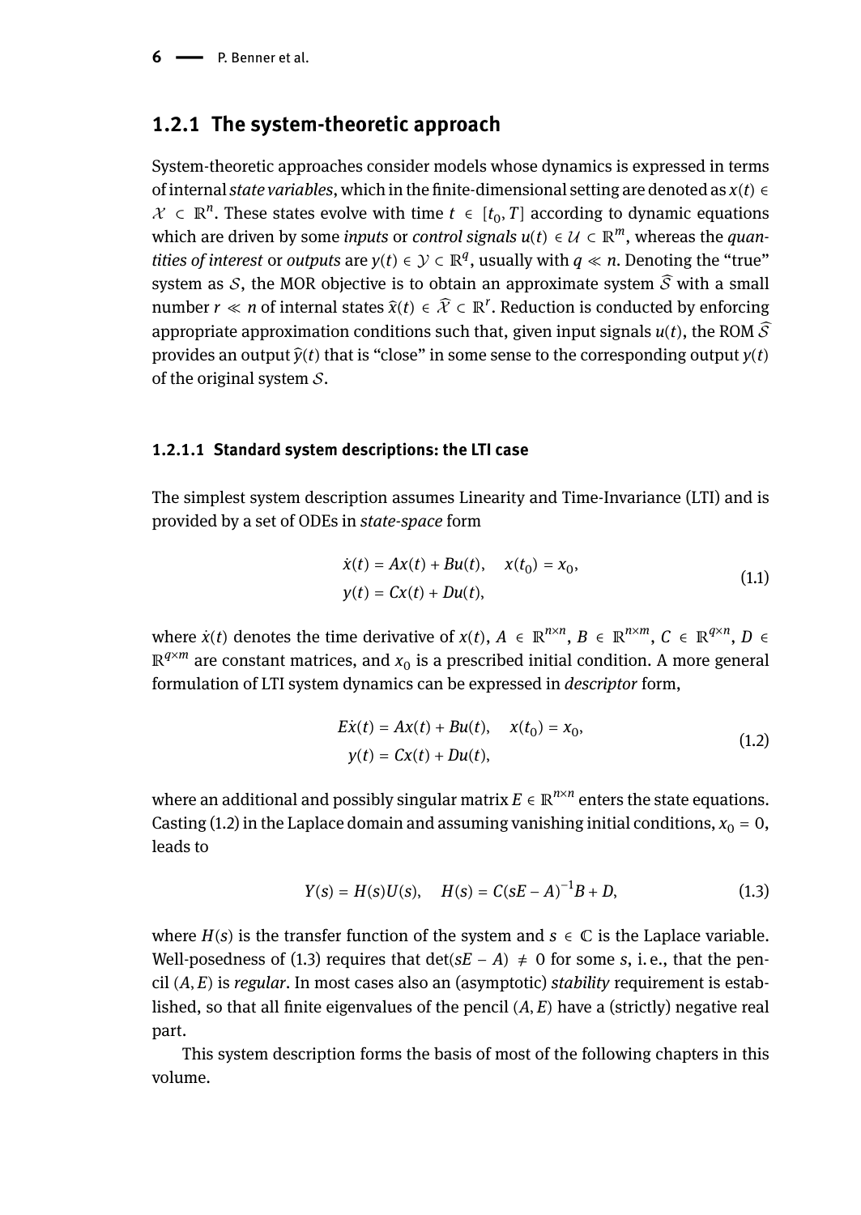### 1.2.1 The system-theoretic approach

System-theoretic approaches consider models whose dynamics is expressed in terms of internal *state variables*, which in the finite-dimensional setting are denoted as $x(t) \in \mathcal{X} \subset \mathbb{R}^n$. These states evolve with time $t \in [t_0, T]$ according to dynamic equations which are driven by some *inputs* or *control signals* $u(t) \in \mathcal{U} \subset \mathbb{R}^m$, whereas the *quantities of interest* or *outputs* are $y(t) \in \mathcal{Y} \subset \mathbb{R}^q$, usually with $q \ll n$. Denoting the "true" system as $\mathcal{S}$, the MOR objective is to obtain an approximate system $\widehat{\mathcal{S}}$ with a small number $r \ll n$ of internal states $\widehat{x}(t) \in \widehat{\mathcal{X}} \subset \mathbb{R}^r$. Reduction is conducted by enforcing appropriate approximation conditions such that, given input signals $u(t)$, the ROM $\widehat{\mathcal{S}}$ provides an output $\widehat{y}(t)$ that is "close" in some sense to the corresponding output $y(t)$ of the original system $\mathcal{S}$.

#### 1.2.1.1 Standard system descriptions: the LTI case

The simplest system description assumes Linearity and Time-Invariance (LTI) and is provided by a set of ODEs in *state-space* form

$$
\begin{aligned}
\dot{x}(t) &= Ax(t) + Bu(t), \quad x(t_0) = x_0, \\
y(t) &= Cx(t) + Du(t),
\end{aligned}
\tag{1.1}
$$

where $\dot{x}(t)$ denotes the time derivative of $x(t)$, $A \in \mathbb{R}^{n\times n}$, $B \in \mathbb{R}^{n\times m}$, $C \in \mathbb{R}^{q\times n}$, $D \in \mathbb{R}^{q\times m}$ are constant matrices, and $x_0$ is a prescribed initial condition. A more general formulation of LTI system dynamics can be expressed in *descriptor* form,

$$
\begin{aligned}
E\dot{x}(t) &= Ax(t) + Bu(t), \quad x(t_0) = x_0, \\
y(t) &= Cx(t) + Du(t),
\end{aligned}
\tag{1.2}
$$

where an additional and possibly singular matrix $E \in \mathbb{R}^{n\times n}$ enters the state equations. Casting (1.2) in the Laplace domain and assuming vanishing initial conditions, $x_0 = 0$, leads to

$$
Y(s) = H(s)U(s), \quad H(s) = C(sE - A)^{-1}B + D,
\tag{1.3}
$$

where $H(s)$ is the transfer function of the system and $s \in \mathbb{C}$ is the Laplace variable. Well-posedness of (1.3) requires that $\det(sE - A) \neq 0$ for some $s$, i.e., that the pencil $(A, E)$ is *regular*. In most cases also an (asymptotic) *stability* requirement is established, so that all finite eigenvalues of the pencil $(A, E)$ have a (strictly) negative real part.

This system description forms the basis of most of the following chapters in this volume.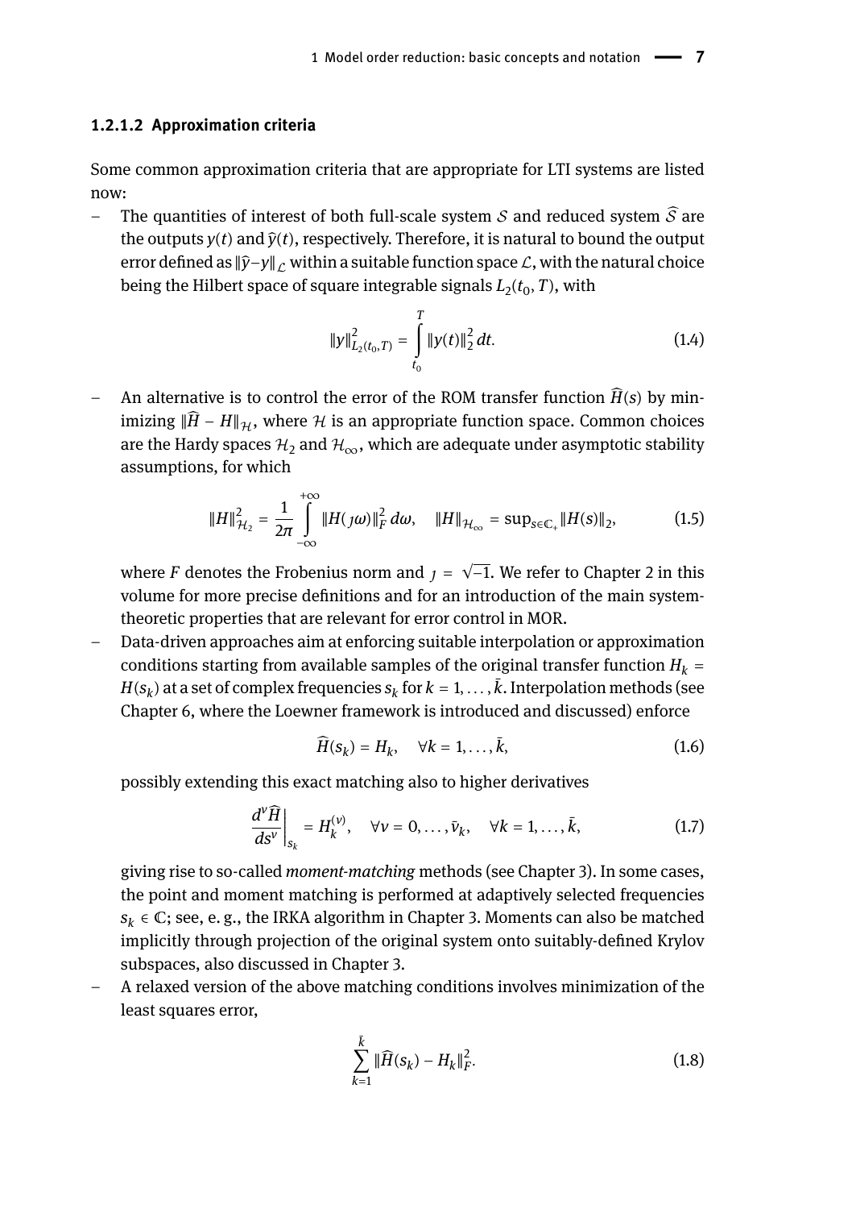#### 1.2.1.2 Approximation criteria

Some common approximation criteria that are appropriate for LTI systems are listed now:

- The quantities of interest of both full-scale system $\mathcal{S}$ and reduced system $\widehat{\mathcal{S}}$ are the outputs $y(t)$ and $\widehat{y}(t)$, respectively. Therefore, it is natural to bound the output error defined as $\|\widehat{y}-y\|_{\mathcal{L}}$ within a suitable function space $\mathcal{L}$, with the natural choice being the Hilbert space of square integrable signals $L_2(t_0, T)$, with

$$\|y\|^2_{L_2(t_0,T)} = \int_{t_0}^{T} \|y(t)\|_2^2 \, dt. \tag{1.4}$$

- An alternative is to control the error of the ROM transfer function $\widehat{H}(s)$ by minimizing $\|\widehat{H} - H\|_{\mathcal{H}}$, where $\mathcal{H}$ is an appropriate function space. Common choices are the Hardy spaces $\mathcal{H}_2$ and $\mathcal{H}_\infty$, which are adequate under asymptotic stability assumptions, for which

$$\|H\|^2_{\mathcal{H}_2} = \frac{1}{2\pi} \int_{-\infty}^{+\infty} \|H(\jmath\omega)\|_F^2 \, d\omega, \quad \|H\|_{\mathcal{H}_\infty} = \sup_{s \in \mathbb{C}_+} \|H(s)\|_2, \tag{1.5}$$

  where $F$ denotes the Frobenius norm and $\jmath = \sqrt{-1}$. We refer to Chapter 2 in this volume for more precise definitions and for an introduction of the main system-theoretic properties that are relevant for error control in MOR.

- Data-driven approaches aim at enforcing suitable interpolation or approximation conditions starting from available samples of the original transfer function $H_k = H(s_k)$ at a set of complex frequencies $s_k$ for $k = 1, \ldots, \bar{k}$. Interpolation methods (see Chapter 6, where the Loewner framework is introduced and discussed) enforce

$$\widehat{H}(s_k) = H_k, \quad \forall k = 1, \ldots, \bar{k}, \tag{1.6}$$

  possibly extending this exact matching also to higher derivatives

$$\left.\frac{d^\nu \widehat{H}}{ds^\nu}\right|_{s_k} = H_k^{(\nu)}, \quad \forall \nu = 0, \ldots, \bar{\nu}_k, \quad \forall k = 1, \ldots, \bar{k}, \tag{1.7}$$

  giving rise to so-called *moment-matching* methods (see Chapter 3). In some cases, the point and moment matching is performed at adaptively selected frequencies $s_k \in \mathbb{C}$; see, e. g., the IRKA algorithm in Chapter 3. Moments can also be matched implicitly through projection of the original system onto suitably-defined Krylov subspaces, also discussed in Chapter 3.

- A relaxed version of the above matching conditions involves minimization of the least squares error,

$$\sum_{k=1}^{\bar{k}} \|\widehat{H}(s_k) - H_k\|_F^2. \tag{1.8}$$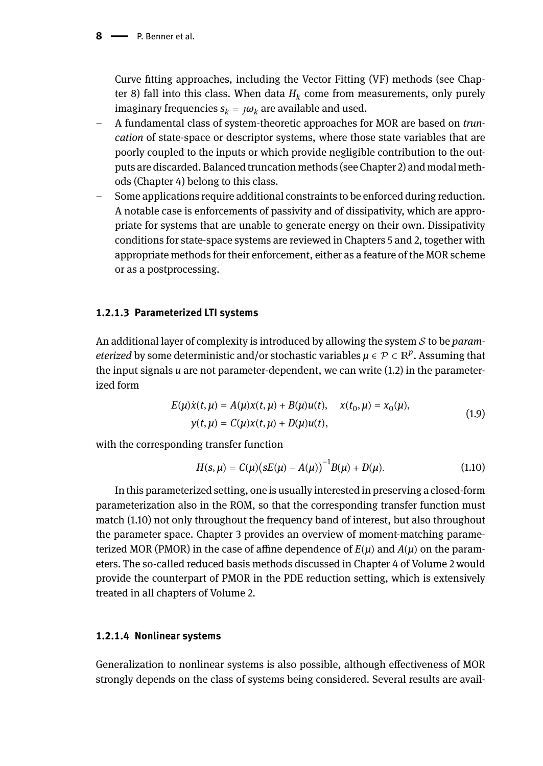Curve fitting approaches, including the Vector Fitting (VF) methods (see Chapter 8) fall into this class. When data $H_k$ come from measurements, only purely imaginary frequencies $s_k = \jmath\omega_k$ are available and used.

– A fundamental class of system-theoretic approaches for MOR are based on *truncation* of state-space or descriptor systems, where those state variables that are poorly coupled to the inputs or which provide negligible contribution to the outputs are discarded. Balanced truncation methods (see Chapter 2) and modal methods (Chapter 4) belong to this class.

– Some applications require additional constraints to be enforced during reduction. A notable case is enforcements of passivity and of dissipativity, which are appropriate for systems that are unable to generate energy on their own. Dissipativity conditions for state-space systems are reviewed in Chapters 5 and 2, together with appropriate methods for their enforcement, either as a feature of the MOR scheme or as a postprocessing.

#### 1.2.1.3 Parameterized LTI systems

An additional layer of complexity is introduced by allowing the system $\mathcal{S}$ to be *parameterized* by some deterministic and/or stochastic variables $\mu \in \mathcal{P} \subset \mathbb{R}^p$. Assuming that the input signals $u$ are not parameter-dependent, we can write (1.2) in the parameterized form

$$
\begin{aligned}
E(\mu)\dot{x}(t,\mu) &= A(\mu)x(t,\mu) + B(\mu)u(t), \quad x(t_0,\mu) = x_0(\mu), \\
y(t,\mu) &= C(\mu)x(t,\mu) + D(\mu)u(t),
\end{aligned}
\tag{1.9}
$$

with the corresponding transfer function

$$
H(s,\mu) = C(\mu)\big(sE(\mu) - A(\mu)\big)^{-1}B(\mu) + D(\mu). \tag{1.10}
$$

In this parameterized setting, one is usually interested in preserving a closed-form parameterization also in the ROM, so that the corresponding transfer function must match (1.10) not only throughout the frequency band of interest, but also throughout the parameter space. Chapter 3 provides an overview of moment-matching parameterized MOR (PMOR) in the case of affine dependence of $E(\mu)$ and $A(\mu)$ on the parameters. The so-called reduced basis methods discussed in Chapter 4 of Volume 2 would provide the counterpart of PMOR in the PDE reduction setting, which is extensively treated in all chapters of Volume 2.

#### 1.2.1.4 Nonlinear systems

Generalization to nonlinear systems is also possible, although effectiveness of MOR strongly depends on the class of systems being considered. Several results are avail-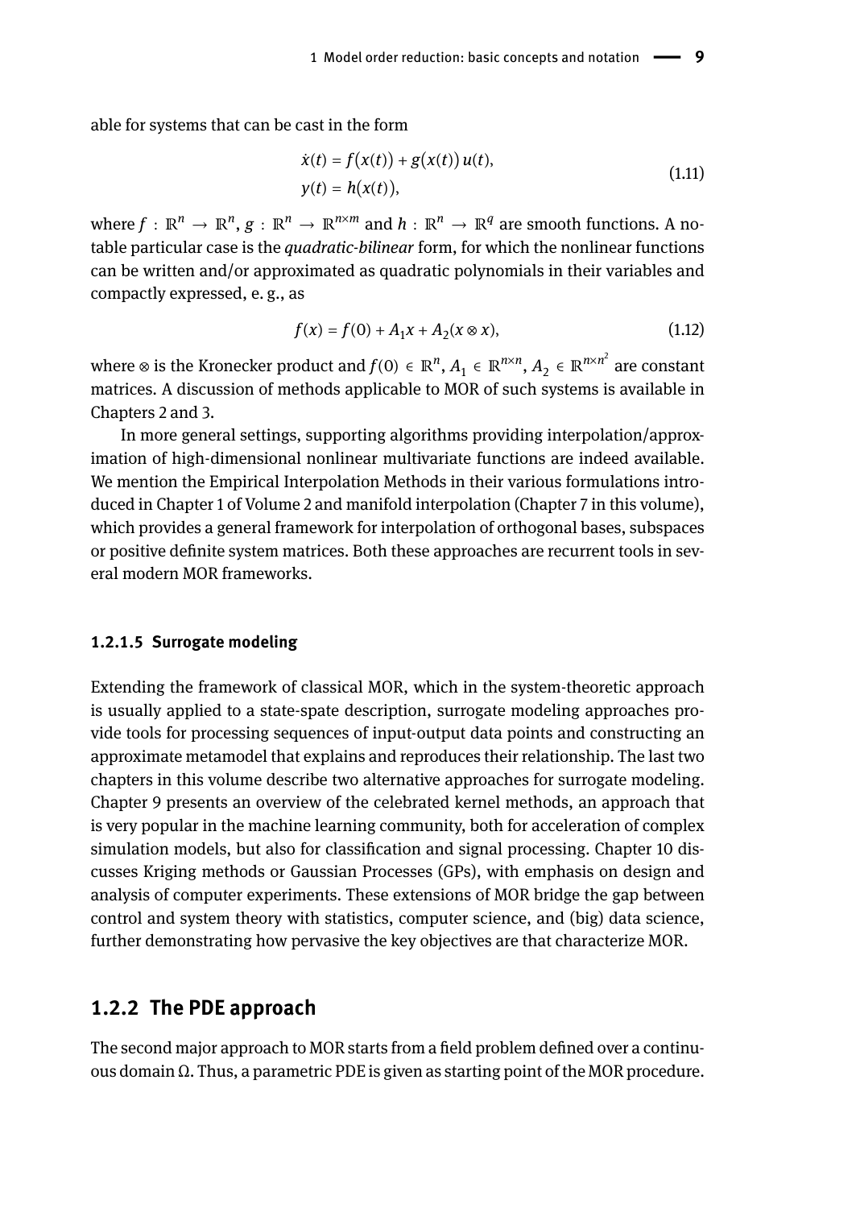able for systems that can be cast in the form

$$
\begin{aligned}
\dot{x}(t) &= f\big(x(t)\big) + g\big(x(t)\big)\,u(t), \\
y(t) &= h\big(x(t)\big),
\end{aligned}
\tag{1.11}
$$

where $f : \mathbb{R}^n \to \mathbb{R}^n$, $g : \mathbb{R}^n \to \mathbb{R}^{n\times m}$ and $h : \mathbb{R}^n \to \mathbb{R}^q$ are smooth functions. A notable particular case is the *quadratic-bilinear* form, for which the nonlinear functions can be written and/or approximated as quadratic polynomials in their variables and compactly expressed, e. g., as

$$
f(x) = f(0) + A_1 x + A_2(x \otimes x),
\tag{1.12}
$$

where $\otimes$ is the Kronecker product and $f(0) \in \mathbb{R}^n$, $A_1 \in \mathbb{R}^{n\times n}$, $A_2 \in \mathbb{R}^{n\times n^2}$ are constant matrices. A discussion of methods applicable to MOR of such systems is available in Chapters 2 and 3.

In more general settings, supporting algorithms providing interpolation/approximation of high-dimensional nonlinear multivariate functions are indeed available. We mention the Empirical Interpolation Methods in their various formulations introduced in Chapter 1 of Volume 2 and manifold interpolation (Chapter 7 in this volume), which provides a general framework for interpolation of orthogonal bases, subspaces or positive definite system matrices. Both these approaches are recurrent tools in several modern MOR frameworks.

#### 1.2.1.5 Surrogate modeling

Extending the framework of classical MOR, which in the system-theoretic approach is usually applied to a state-spate description, surrogate modeling approaches provide tools for processing sequences of input-output data points and constructing an approximate metamodel that explains and reproduces their relationship. The last two chapters in this volume describe two alternative approaches for surrogate modeling. Chapter 9 presents an overview of the celebrated kernel methods, an approach that is very popular in the machine learning community, both for acceleration of complex simulation models, but also for classification and signal processing. Chapter 10 discusses Kriging methods or Gaussian Processes (GPs), with emphasis on design and analysis of computer experiments. These extensions of MOR bridge the gap between control and system theory with statistics, computer science, and (big) data science, further demonstrating how pervasive the key objectives are that characterize MOR.

### 1.2.2 The PDE approach

The second major approach to MOR starts from a field problem defined over a continuous domain $\Omega$. Thus, a parametric PDE is given as starting point of the MOR procedure.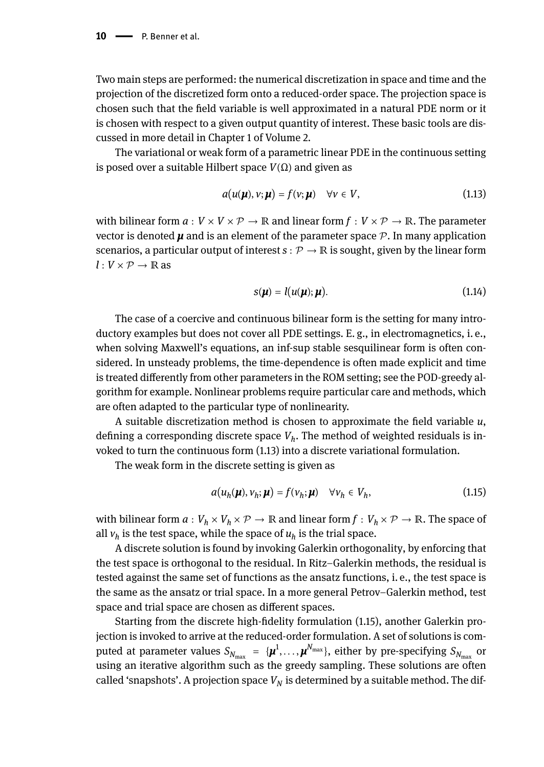Two main steps are performed: the numerical discretization in space and time and the projection of the discretized form onto a reduced-order space. The projection space is chosen such that the field variable is well approximated in a natural PDE norm or it is chosen with respect to a given output quantity of interest. These basic tools are discussed in more detail in Chapter 1 of Volume 2.

The variational or weak form of a parametric linear PDE in the continuous setting is posed over a suitable Hilbert space $V(\Omega)$ and given as

$$a(u(\boldsymbol{\mu}), v; \boldsymbol{\mu}) = f(v; \boldsymbol{\mu}) \quad \forall v \in V, \tag{1.13}$$

with bilinear form $a : V \times V \times \mathcal{P} \to \mathbb{R}$ and linear form $f : V \times \mathcal{P} \to \mathbb{R}$. The parameter vector is denoted $\boldsymbol{\mu}$ and is an element of the parameter space $\mathcal{P}$. In many application scenarios, a particular output of interest $s : \mathcal{P} \to \mathbb{R}$ is sought, given by the linear form $l : V \times \mathcal{P} \to \mathbb{R}$ as

$$s(\boldsymbol{\mu}) = l(u(\boldsymbol{\mu}); \boldsymbol{\mu}). \tag{1.14}$$

The case of a coercive and continuous bilinear form is the setting for many introductory examples but does not cover all PDE settings. E. g., in electromagnetics, i. e., when solving Maxwell's equations, an inf-sup stable sesquilinear form is often considered. In unsteady problems, the time-dependence is often made explicit and time is treated differently from other parameters in the ROM setting; see the POD-greedy algorithm for example. Nonlinear problems require particular care and methods, which are often adapted to the particular type of nonlinearity.

A suitable discretization method is chosen to approximate the field variable $u$, defining a corresponding discrete space $V_h$. The method of weighted residuals is invoked to turn the continuous form (1.13) into a discrete variational formulation.

The weak form in the discrete setting is given as

$$a(u_h(\boldsymbol{\mu}), v_h; \boldsymbol{\mu}) = f(v_h; \boldsymbol{\mu}) \quad \forall v_h \in V_h, \tag{1.15}$$

with bilinear form $a : V_h \times V_h \times \mathcal{P} \to \mathbb{R}$ and linear form $f : V_h \times \mathcal{P} \to \mathbb{R}$. The space of all $v_h$ is the test space, while the space of $u_h$ is the trial space.

A discrete solution is found by invoking Galerkin orthogonality, by enforcing that the test space is orthogonal to the residual. In Ritz–Galerkin methods, the residual is tested against the same set of functions as the ansatz functions, i. e., the test space is the same as the ansatz or trial space. In a more general Petrov–Galerkin method, test space and trial space are chosen as different spaces.

Starting from the discrete high-fidelity formulation (1.15), another Galerkin projection is invoked to arrive at the reduced-order formulation. A set of solutions is computed at parameter values $S_{N_{\max}} = \{\boldsymbol{\mu}^1, \ldots, \boldsymbol{\mu}^{N_{\max}}\}$, either by pre-specifying $S_{N_{\max}}$ or using an iterative algorithm such as the greedy sampling. These solutions are often called 'snapshots'. A projection space $V_N$ is determined by a suitable method. The dif-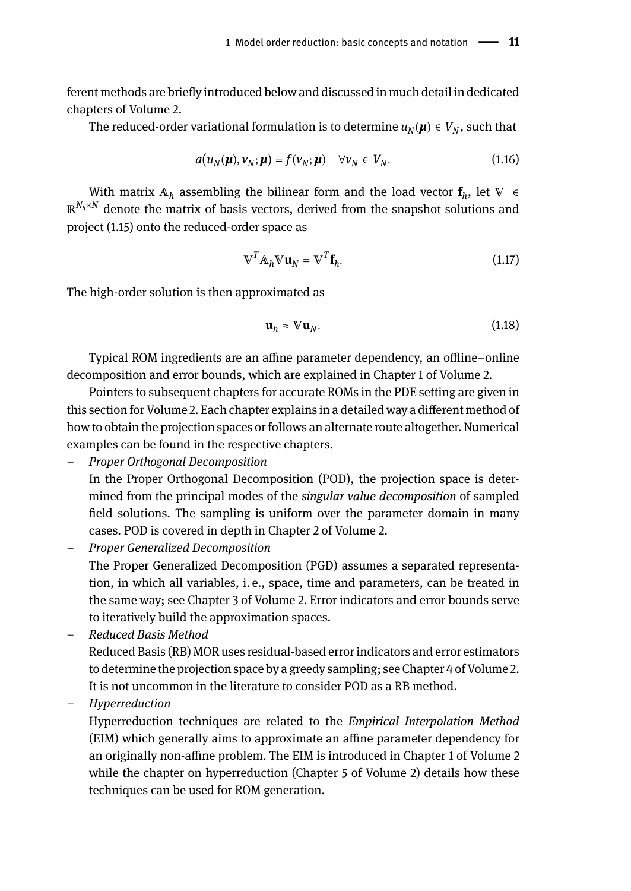ferent methods are briefly introduced below and discussed in much detail in dedicated chapters of Volume 2.

The reduced-order variational formulation is to determine $u_N(\boldsymbol{\mu}) \in V_N$, such that

$$a(u_N(\boldsymbol{\mu}), v_N; \boldsymbol{\mu}) = f(v_N; \boldsymbol{\mu}) \quad \forall v_N \in V_N. \tag{1.16}$$

With matrix $\mathbb{A}_h$ assembling the bilinear form and the load vector $\mathbf{f}_h$, let $\mathbb{V} \in \mathbb{R}^{N_h \times N}$ denote the matrix of basis vectors, derived from the snapshot solutions and project (1.15) onto the reduced-order space as

$$\mathbb{V}^T \mathbb{A}_h \mathbb{V} \mathbf{u}_N = \mathbb{V}^T \mathbf{f}_h. \tag{1.17}$$

The high-order solution is then approximated as

$$\mathbf{u}_h \approx \mathbb{V} \mathbf{u}_N. \tag{1.18}$$

Typical ROM ingredients are an affine parameter dependency, an offline–online decomposition and error bounds, which are explained in Chapter 1 of Volume 2.

Pointers to subsequent chapters for accurate ROMs in the PDE setting are given in this section for Volume 2. Each chapter explains in a detailed way a different method of how to obtain the projection spaces or follows an alternate route altogether. Numerical examples can be found in the respective chapters.

- *Proper Orthogonal Decomposition*
  In the Proper Orthogonal Decomposition (POD), the projection space is determined from the principal modes of the *singular value decomposition* of sampled field solutions. The sampling is uniform over the parameter domain in many cases. POD is covered in depth in Chapter 2 of Volume 2.
- *Proper Generalized Decomposition*
  The Proper Generalized Decomposition (PGD) assumes a separated representation, in which all variables, i. e., space, time and parameters, can be treated in the same way; see Chapter 3 of Volume 2. Error indicators and error bounds serve to iteratively build the approximation spaces.
- *Reduced Basis Method*
  Reduced Basis (RB) MOR uses residual-based error indicators and error estimators to determine the projection space by a greedy sampling; see Chapter 4 of Volume 2. It is not uncommon in the literature to consider POD as a RB method.
- *Hyperreduction*
  Hyperreduction techniques are related to the *Empirical Interpolation Method* (EIM) which generally aims to approximate an affine parameter dependency for an originally non-affine problem. The EIM is introduced in Chapter 1 of Volume 2 while the chapter on hyperreduction (Chapter 5 of Volume 2) details how these techniques can be used for ROM generation.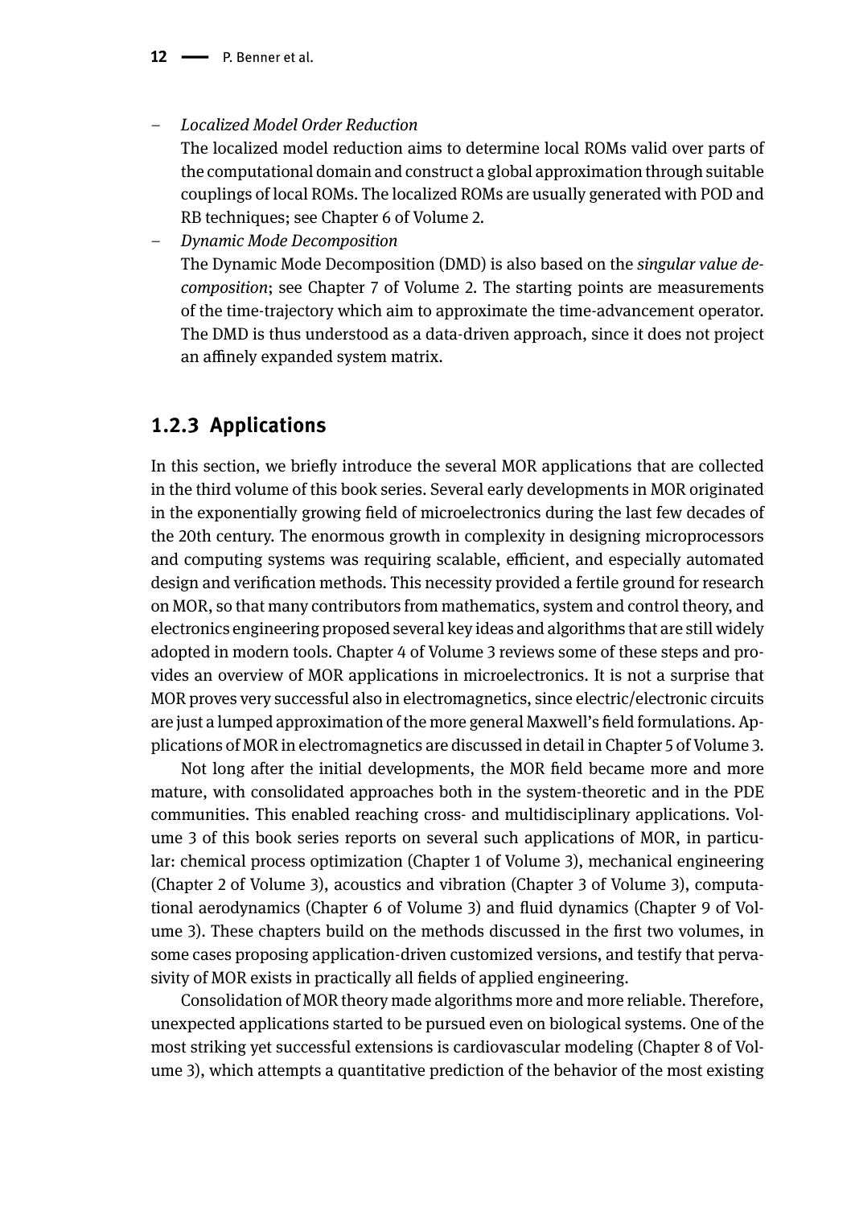- *Localized Model Order Reduction*

  The localized model reduction aims to determine local ROMs valid over parts of the computational domain and construct a global approximation through suitable couplings of local ROMs. The localized ROMs are usually generated with POD and RB techniques; see Chapter 6 of Volume 2.
- *Dynamic Mode Decomposition*

  The Dynamic Mode Decomposition (DMD) is also based on the *singular value decomposition*; see Chapter 7 of Volume 2. The starting points are measurements of the time-trajectory which aim to approximate the time-advancement operator. The DMD is thus understood as a data-driven approach, since it does not project an affinely expanded system matrix.

### 1.2.3 Applications

In this section, we briefly introduce the several MOR applications that are collected in the third volume of this book series. Several early developments in MOR originated in the exponentially growing field of microelectronics during the last few decades of the 20th century. The enormous growth in complexity in designing microprocessors and computing systems was requiring scalable, efficient, and especially automated design and verification methods. This necessity provided a fertile ground for research on MOR, so that many contributors from mathematics, system and control theory, and electronics engineering proposed several key ideas and algorithms that are still widely adopted in modern tools. Chapter 4 of Volume 3 reviews some of these steps and provides an overview of MOR applications in microelectronics. It is not a surprise that MOR proves very successful also in electromagnetics, since electric/electronic circuits are just a lumped approximation of the more general Maxwell's field formulations. Applications of MOR in electromagnetics are discussed in detail in Chapter 5 of Volume 3.

Not long after the initial developments, the MOR field became more and more mature, with consolidated approaches both in the system-theoretic and in the PDE communities. This enabled reaching cross- and multidisciplinary applications. Volume 3 of this book series reports on several such applications of MOR, in particular: chemical process optimization (Chapter 1 of Volume 3), mechanical engineering (Chapter 2 of Volume 3), acoustics and vibration (Chapter 3 of Volume 3), computational aerodynamics (Chapter 6 of Volume 3) and fluid dynamics (Chapter 9 of Volume 3). These chapters build on the methods discussed in the first two volumes, in some cases proposing application-driven customized versions, and testify that pervasivity of MOR exists in practically all fields of applied engineering.

Consolidation of MOR theory made algorithms more and more reliable. Therefore, unexpected applications started to be pursued even on biological systems. One of the most striking yet successful extensions is cardiovascular modeling (Chapter 8 of Volume 3), which attempts a quantitative prediction of the behavior of the most existing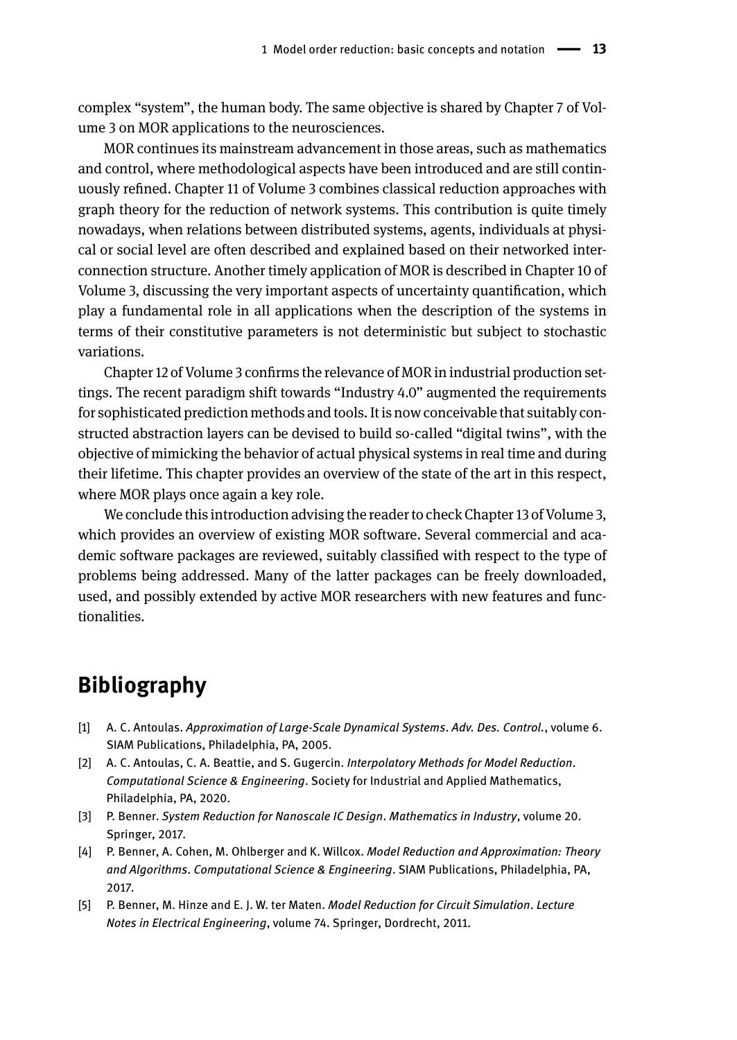complex "system", the human body. The same objective is shared by Chapter 7 of Volume 3 on MOR applications to the neurosciences.

MOR continues its mainstream advancement in those areas, such as mathematics and control, where methodological aspects have been introduced and are still continuously refined. Chapter 11 of Volume 3 combines classical reduction approaches with graph theory for the reduction of network systems. This contribution is quite timely nowadays, when relations between distributed systems, agents, individuals at physical or social level are often described and explained based on their networked interconnection structure. Another timely application of MOR is described in Chapter 10 of Volume 3, discussing the very important aspects of uncertainty quantification, which play a fundamental role in all applications when the description of the systems in terms of their constitutive parameters is not deterministic but subject to stochastic variations.

Chapter 12 of Volume 3 confirms the relevance of MOR in industrial production settings. The recent paradigm shift towards "Industry 4.0" augmented the requirements for sophisticated prediction methods and tools. It is now conceivable that suitably constructed abstraction layers can be devised to build so-called "digital twins", with the objective of mimicking the behavior of actual physical systems in real time and during their lifetime. This chapter provides an overview of the state of the art in this respect, where MOR plays once again a key role.

We conclude this introduction advising the reader to check Chapter 13 of Volume 3, which provides an overview of existing MOR software. Several commercial and academic software packages are reviewed, suitably classified with respect to the type of problems being addressed. Many of the latter packages can be freely downloaded, used, and possibly extended by active MOR researchers with new features and functionalities.

## Bibliography

[1] A. C. Antoulas. *Approximation of Large-Scale Dynamical Systems*. *Adv. Des. Control.*, volume 6. SIAM Publications, Philadelphia, PA, 2005.

[2] A. C. Antoulas, C. A. Beattie, and S. Gugercin. *Interpolatory Methods for Model Reduction*. *Computational Science & Engineering*. Society for Industrial and Applied Mathematics, Philadelphia, PA, 2020.

[3] P. Benner. *System Reduction for Nanoscale IC Design*. *Mathematics in Industry*, volume 20. Springer, 2017.

[4] P. Benner, A. Cohen, M. Ohlberger and K. Willcox. *Model Reduction and Approximation: Theory and Algorithms*. *Computational Science & Engineering*. SIAM Publications, Philadelphia, PA, 2017.

[5] P. Benner, M. Hinze and E. J. W. ter Maten. *Model Reduction for Circuit Simulation*. *Lecture Notes in Electrical Engineering*, volume 74. Springer, Dordrecht, 2011.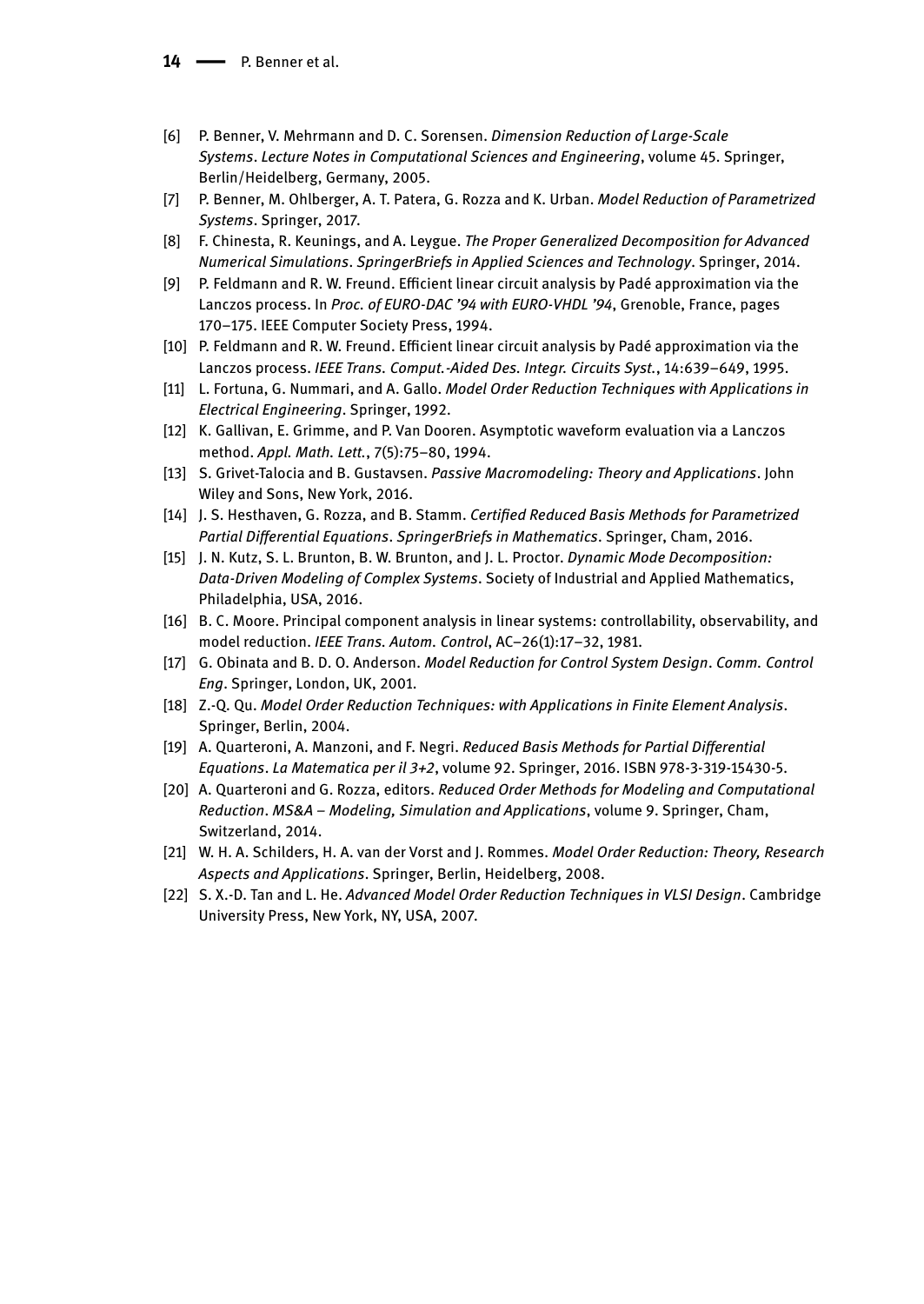[6] P. Benner, V. Mehrmann and D. C. Sorensen. *Dimension Reduction of Large-Scale Systems. Lecture Notes in Computational Sciences and Engineering*, volume 45. Springer, Berlin/Heidelberg, Germany, 2005.

[7] P. Benner, M. Ohlberger, A. T. Patera, G. Rozza and K. Urban. *Model Reduction of Parametrized Systems*. Springer, 2017.

[8] F. Chinesta, R. Keunings, and A. Leygue. *The Proper Generalized Decomposition for Advanced Numerical Simulations. SpringerBriefs in Applied Sciences and Technology*. Springer, 2014.

[9] P. Feldmann and R. W. Freund. Efficient linear circuit analysis by Padé approximation via the Lanczos process. In *Proc. of EURO-DAC '94 with EURO-VHDL '94*, Grenoble, France, pages 170–175. IEEE Computer Society Press, 1994.

[10] P. Feldmann and R. W. Freund. Efficient linear circuit analysis by Padé approximation via the Lanczos process. *IEEE Trans. Comput.-Aided Des. Integr. Circuits Syst.*, 14:639–649, 1995.

[11] L. Fortuna, G. Nummari, and A. Gallo. *Model Order Reduction Techniques with Applications in Electrical Engineering*. Springer, 1992.

[12] K. Gallivan, E. Grimme, and P. Van Dooren. Asymptotic waveform evaluation via a Lanczos method. *Appl. Math. Lett.*, 7(5):75–80, 1994.

[13] S. Grivet-Talocia and B. Gustavsen. *Passive Macromodeling: Theory and Applications*. John Wiley and Sons, New York, 2016.

[14] J. S. Hesthaven, G. Rozza, and B. Stamm. *Certified Reduced Basis Methods for Parametrized Partial Differential Equations. SpringerBriefs in Mathematics*. Springer, Cham, 2016.

[15] J. N. Kutz, S. L. Brunton, B. W. Brunton, and J. L. Proctor. *Dynamic Mode Decomposition: Data-Driven Modeling of Complex Systems*. Society of Industrial and Applied Mathematics, Philadelphia, USA, 2016.

[16] B. C. Moore. Principal component analysis in linear systems: controllability, observability, and model reduction. *IEEE Trans. Autom. Control*, AC–26(1):17–32, 1981.

[17] G. Obinata and B. D. O. Anderson. *Model Reduction for Control System Design. Comm. Control Eng*. Springer, London, UK, 2001.

[18] Z.-Q. Qu. *Model Order Reduction Techniques: with Applications in Finite Element Analysis*. Springer, Berlin, 2004.

[19] A. Quarteroni, A. Manzoni, and F. Negri. *Reduced Basis Methods for Partial Differential Equations. La Matematica per il 3+2*, volume 92. Springer, 2016. ISBN 978-3-319-15430-5.

[20] A. Quarteroni and G. Rozza, editors. *Reduced Order Methods for Modeling and Computational Reduction. MS&A – Modeling, Simulation and Applications*, volume 9. Springer, Cham, Switzerland, 2014.

[21] W. H. A. Schilders, H. A. van der Vorst and J. Rommes. *Model Order Reduction: Theory, Research Aspects and Applications*. Springer, Berlin, Heidelberg, 2008.

[22] S. X.-D. Tan and L. He. *Advanced Model Order Reduction Techniques in VLSI Design*. Cambridge University Press, New York, NY, USA, 2007.